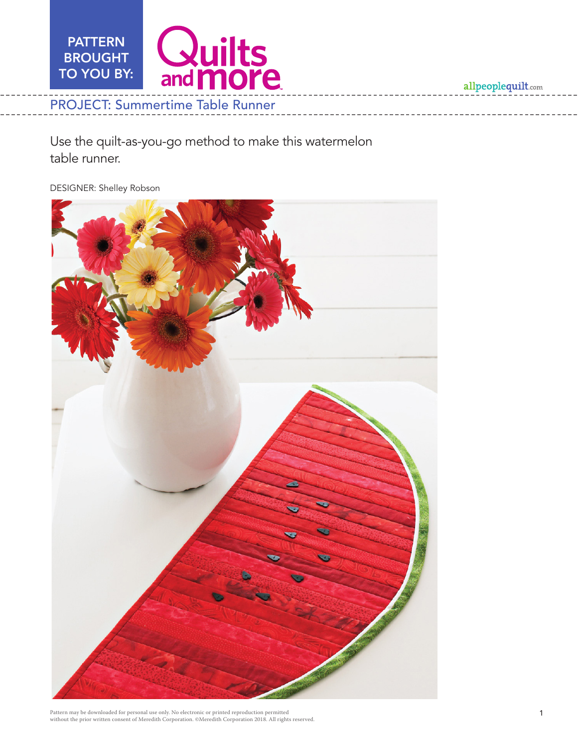PATTERN BROUGHT TO YOU BY: Quilts and more

allpeoplequilt.com

## PROJECT: Summertime Table Runner

Use the quilt-as-you-go method to make this watermelon table runner.

DESIGNER: Shelley Robson

Pattern may be downloaded for personal use only. No electronic or printed reproduction permitted without the prior written consent of Meredith Corporation. ©Meredith Corporation 2018. All rights reserved.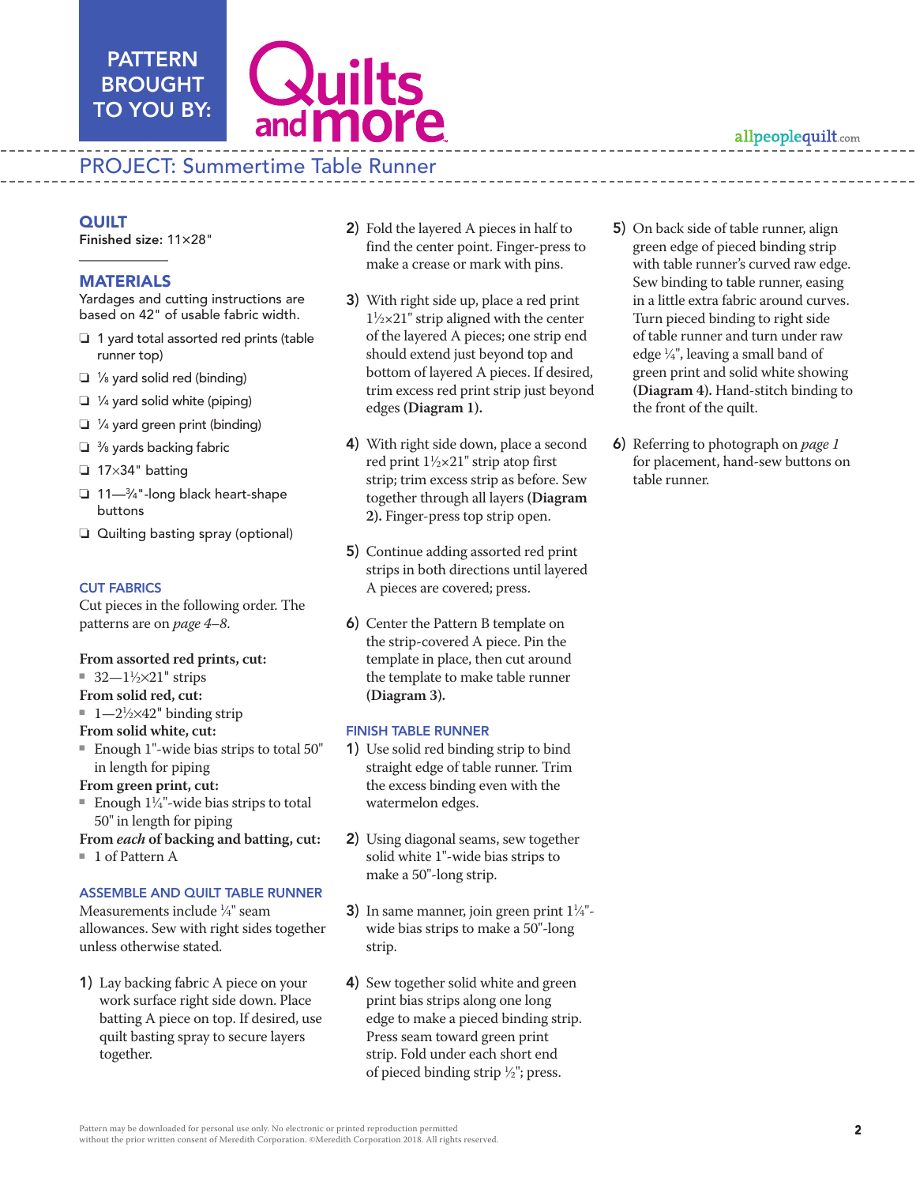PATTERN BROUGHT TO YOU BY: Quilts and more

allpeoplequilt.com

## PROJECT: Summertime Table Runner

### QUILT

**Finished size:** 11×28"

### MATERIALS

Yardages and cutting instructions are based on 42" of usable fabric width.

- ❏ 1 yard total assorted red prints (table runner top)
- ❏ ⅛ yard solid red (binding)
- ❏ ¼ yard solid white (piping)
- ❏ ¼ yard green print (binding)
- ❏ ⅜ yards backing fabric
- ❏ 17×34" batting
- ❏ 11—¾"-long black heart-shape buttons
- ❏ Quilting basting spray (optional)

### CUT FABRICS

Cut pieces in the following order. The patterns are on *page 4–8.*

**From assorted red prints, cut:**
- 32—1½×21" strips

**From solid red, cut:**
- 1—2½×42" binding strip

**From solid white, cut:**
- Enough 1"-wide bias strips to total 50" in length for piping

**From green print, cut:**
- Enough 1¼"-wide bias strips to total 50" in length for piping

**From *each* of backing and batting, cut:**
- 1 of Pattern A

### ASSEMBLE AND QUILT TABLE RUNNER

Measurements include ¼" seam allowances. Sew with right sides together unless otherwise stated.

1) Lay backing fabric A piece on your work surface right side down. Place batting A piece on top. If desired, use quilt basting spray to secure layers together.

2) Fold the layered A pieces in half to find the center point. Finger-press to make a crease or mark with pins.

3) With right side up, place a red print 1½×21" strip aligned with the center of the layered A pieces; one strip end should extend just beyond top and bottom of layered A pieces. If desired, trim excess red print strip just beyond edges **(Diagram 1).**

4) With right side down, place a second red print 1½×21" strip atop first strip; trim excess strip as before. Sew together through all layers **(Diagram 2).** Finger-press top strip open.

5) Continue adding assorted red print strips in both directions until layered A pieces are covered; press.

6) Center the Pattern B template on the strip-covered A piece. Pin the template in place, then cut around the template to make table runner **(Diagram 3).**

### FINISH TABLE RUNNER

1) Use solid red binding strip to bind straight edge of table runner. Trim the excess binding even with the watermelon edges.

2) Using diagonal seams, sew together solid white 1"-wide bias strips to make a 50"-long strip.

3) In same manner, join green print 1¼"-wide bias strips to make a 50"-long strip.

4) Sew together solid white and green print bias strips along one long edge to make a pieced binding strip. Press seam toward green print strip. Fold under each short end of pieced binding strip ½"; press.

5) On back side of table runner, align green edge of pieced binding strip with table runner's curved raw edge. Sew binding to table runner, easing in a little extra fabric around curves. Turn pieced binding to right side of table runner and turn under raw edge ¼", leaving a small band of green print and solid white showing **(Diagram 4).** Hand-stitch binding to the front of the quilt.

6) Referring to photograph on *page 1* for placement, hand-sew buttons on table runner.

Pattern may be downloaded for personal use only. No electronic or printed reproduction permitted without the prior written consent of Meredith Corporation. ©Meredith Corporation 2018. All rights reserved.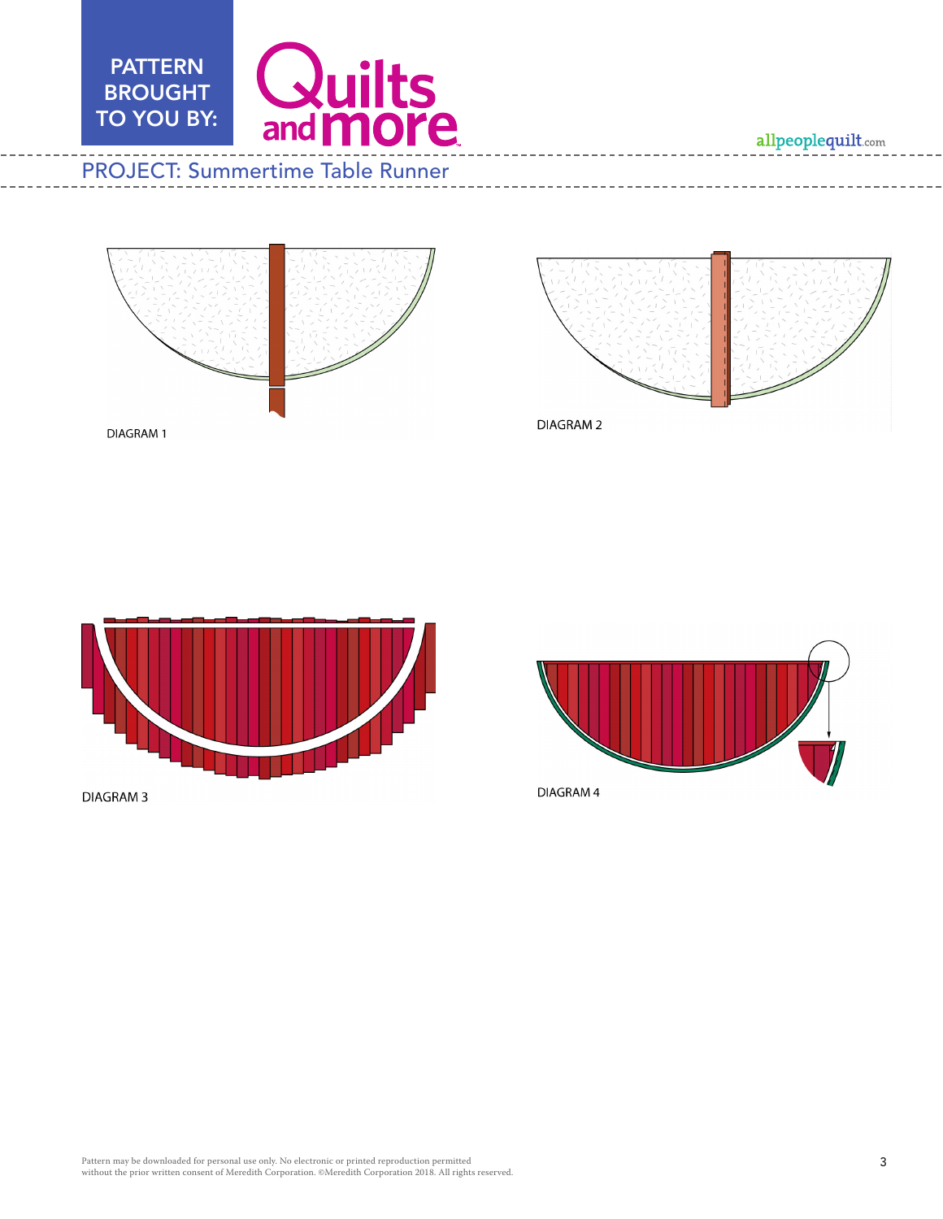DIAGRAM 1

DIAGRAM 2

DIAGRAM 3

DIAGRAM 4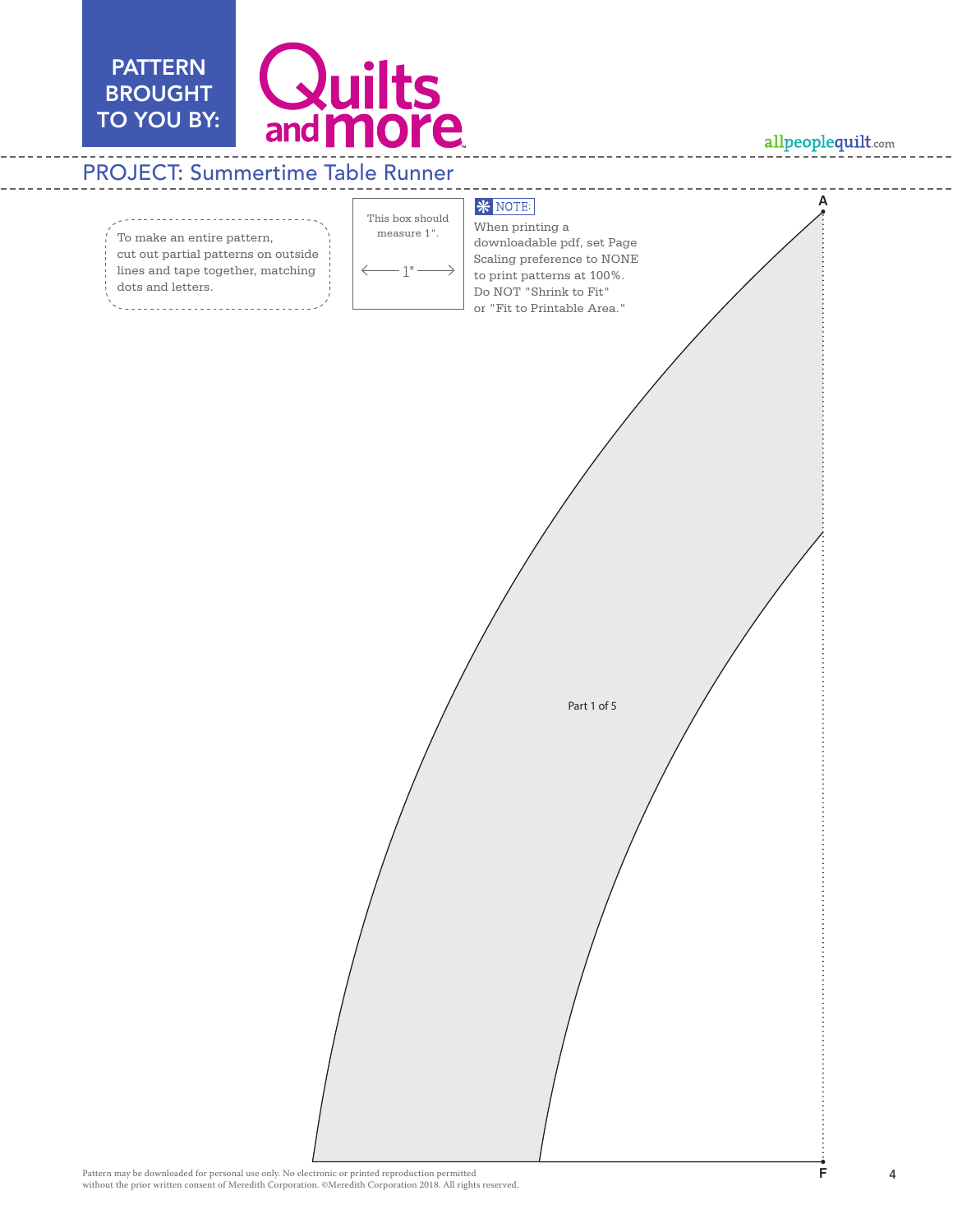PATTERN BROUGHT TO YOU BY:

Quilts and more

allpeoplequilt.com

## PROJECT: Summertime Table Runner

To make an entire pattern, cut out partial patterns on outside lines and tape together, matching dots and letters.

This box should measure 1".

← 1" →

NOTE:

When printing a downloadable pdf, set Page Scaling preference to NONE to print patterns at 100%. Do NOT "Shrink to Fit" or "Fit to Printable Area."

A

Part 1 of 5

F

Pattern may be downloaded for personal use only. No electronic or printed reproduction permitted without the prior written consent of Meredith Corporation. ©Meredith Corporation 2018. All rights reserved.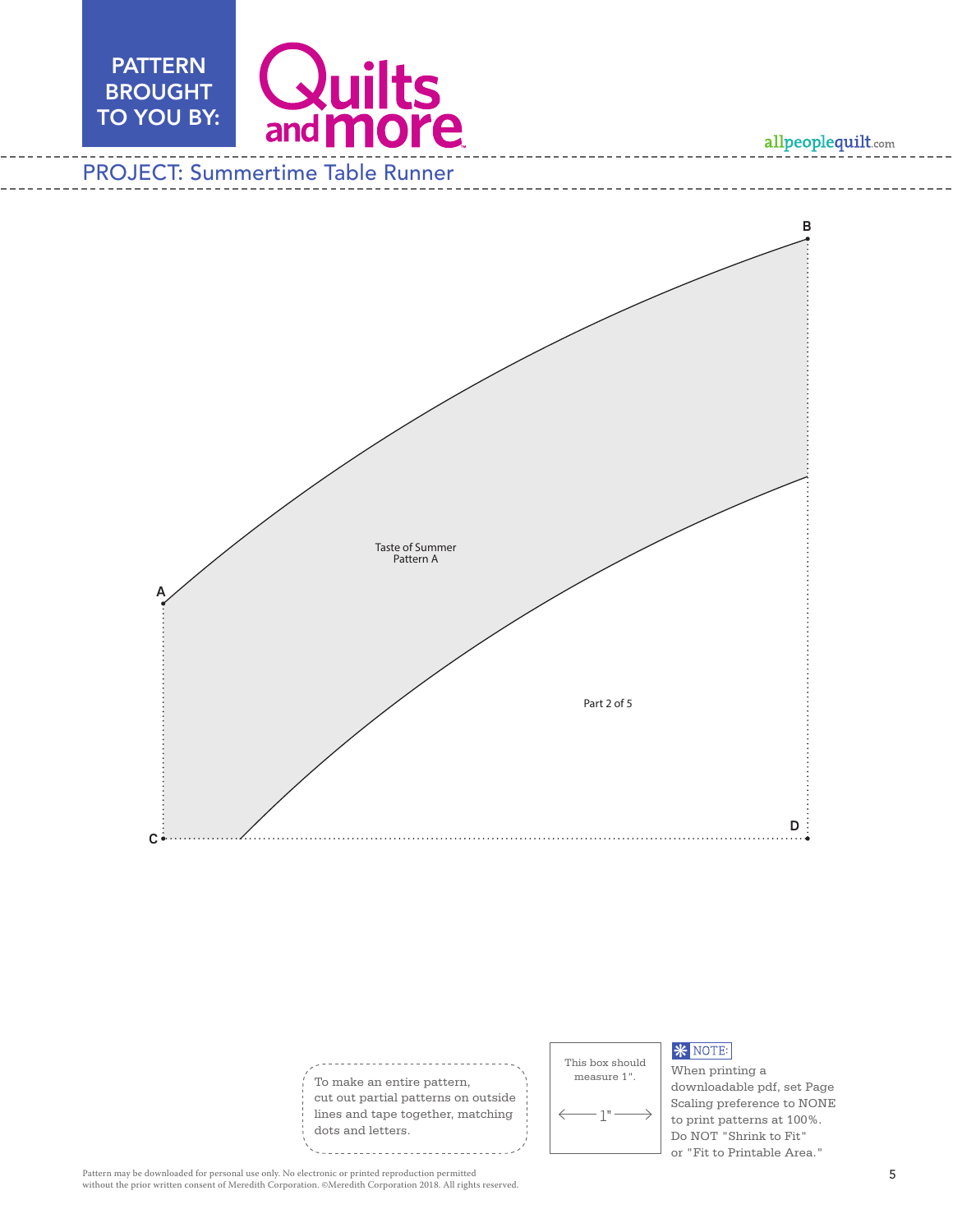PATTERN BROUGHT TO YOU BY: Quilts and more

allpeoplequilt.com

## PROJECT: Summertime Table Runner

B

A

Taste of Summer
Pattern A

Part 2 of 5

C

D

To make an entire pattern, cut out partial patterns on outside lines and tape together, matching dots and letters.

This box should measure 1".

← 1" →

NOTE: When printing a downloadable pdf, set Page Scaling preference to NONE to print patterns at 100%. Do NOT "Shrink to Fit" or "Fit to Printable Area."

Pattern may be downloaded for personal use only. No electronic or printed reproduction permitted without the prior written consent of Meredith Corporation. ©Meredith Corporation 2018. All rights reserved.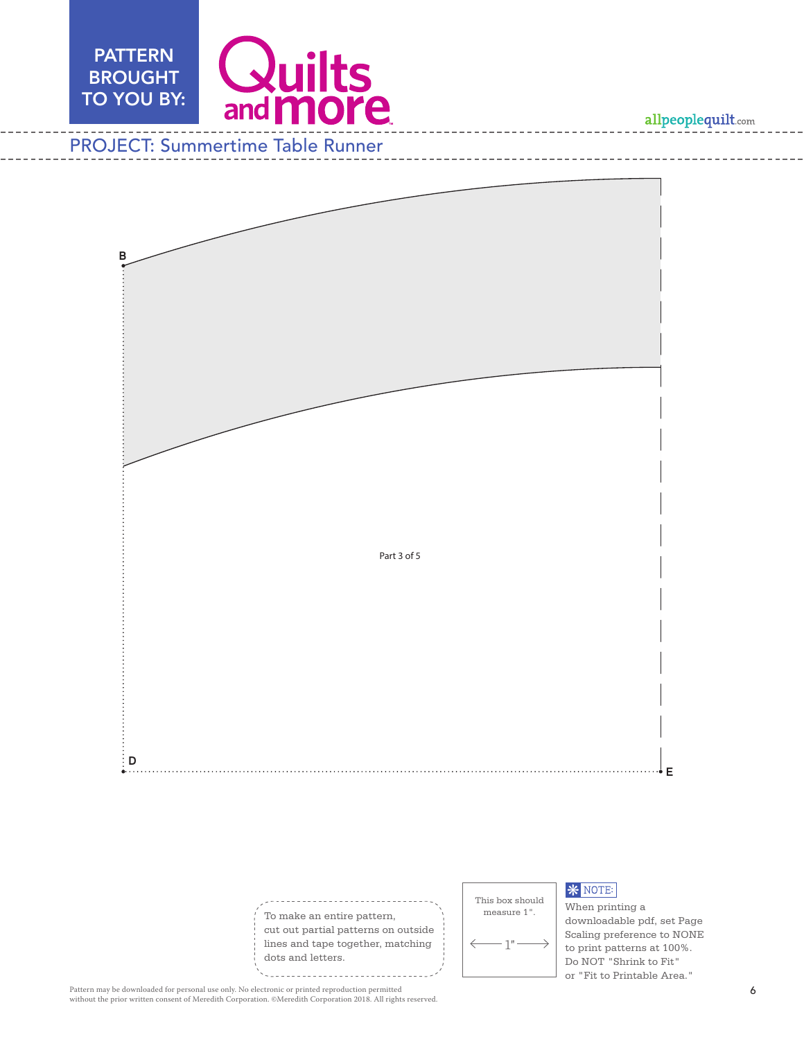PATTERN BROUGHT TO YOU BY: Quilts and more

allpeoplequilt.com

## PROJECT: Summertime Table Runner

B

Part 3 of 5

D

E

To make an entire pattern, cut out partial patterns on outside lines and tape together, matching dots and letters.

This box should measure 1".

1"

NOTE:
When printing a downloadable pdf, set Page Scaling preference to NONE to print patterns at 100%. Do NOT "Shrink to Fit" or "Fit to Printable Area."

Pattern may be downloaded for personal use only. No electronic or printed reproduction permitted without the prior written consent of Meredith Corporation. ©Meredith Corporation 2018. All rights reserved.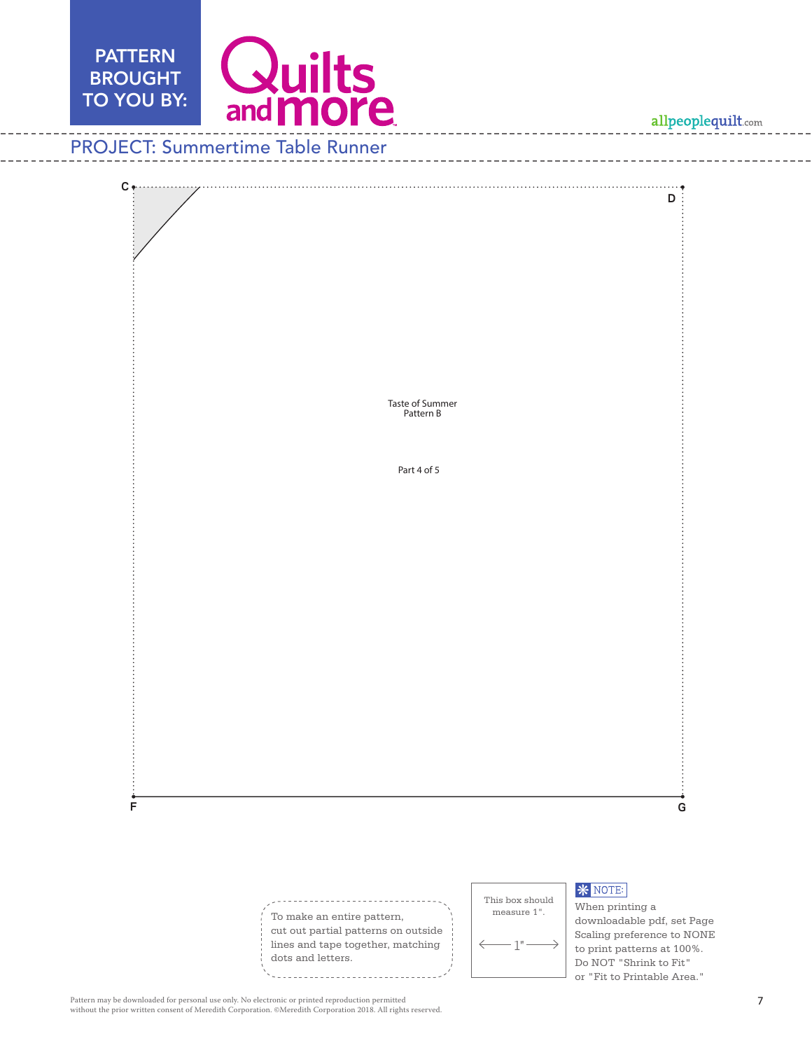PATTERN BROUGHT TO YOU BY: Quilts and more

allpeoplequilt.com

## PROJECT: Summertime Table Runner

C

D

Taste of Summer
Pattern B

Part 4 of 5

F

G

To make an entire pattern, cut out partial patterns on outside lines and tape together, matching dots and letters.

This box should measure 1".

1"

NOTE: When printing a downloadable pdf, set Page Scaling preference to NONE to print patterns at 100%. Do NOT "Shrink to Fit" or "Fit to Printable Area."

Pattern may be downloaded for personal use only. No electronic or printed reproduction permitted without the prior written consent of Meredith Corporation. ©Meredith Corporation 2018. All rights reserved.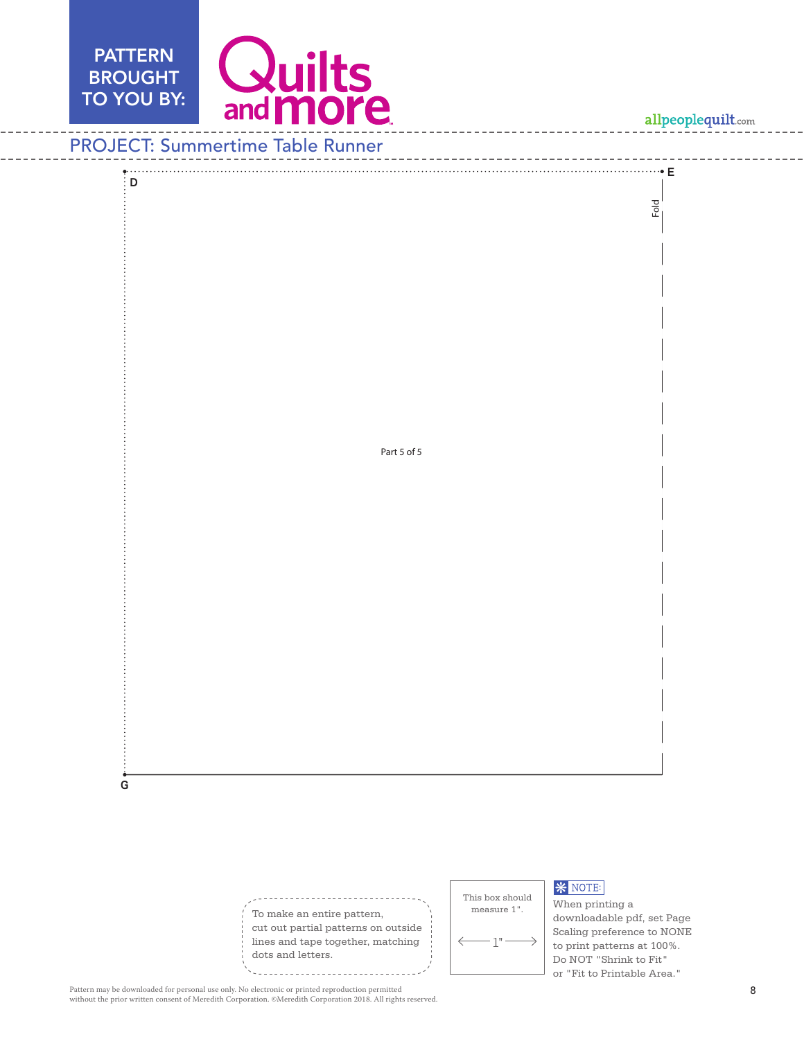PATTERN BROUGHT TO YOU BY: Quilts and more

allpeoplequilt.com

## PROJECT: Summertime Table Runner

D

E

Fold

Part 5 of 5

G

To make an entire pattern, cut out partial patterns on outside lines and tape together, matching dots and letters.

This box should measure 1".

1"

NOTE:
When printing a downloadable pdf, set Page Scaling preference to NONE to print patterns at 100%. Do NOT "Shrink to Fit" or "Fit to Printable Area."

Pattern may be downloaded for personal use only. No electronic or printed reproduction permitted without the prior written consent of Meredith Corporation. ©Meredith Corporation 2018. All rights reserved.